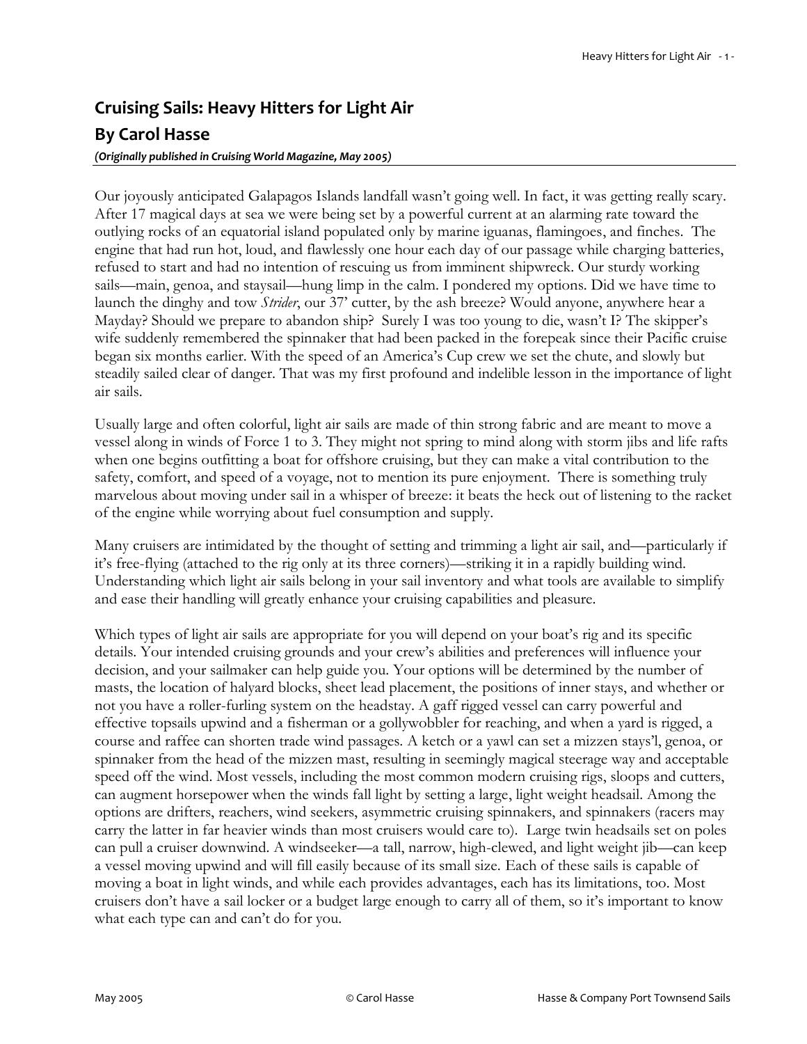# Cruising Sails: Heavy Hitters for Light Air

## By Carol Hasse

***(Originally published in Cruising World Magazine, May 2005)***

Our joyously anticipated Galapagos Islands landfall wasn't going well. In fact, it was getting really scary. After 17 magical days at sea we were being set by a powerful current at an alarming rate toward the outlying rocks of an equatorial island populated only by marine iguanas, flamingoes, and finches. The engine that had run hot, loud, and flawlessly one hour each day of our passage while charging batteries, refused to start and had no intention of rescuing us from imminent shipwreck. Our sturdy working sails—main, genoa, and staysail—hung limp in the calm. I pondered my options. Did we have time to launch the dinghy and tow *Strider*, our 37' cutter, by the ash breeze? Would anyone, anywhere hear a Mayday? Should we prepare to abandon ship? Surely I was too young to die, wasn't I? The skipper's wife suddenly remembered the spinnaker that had been packed in the forepeak since their Pacific cruise began six months earlier. With the speed of an America's Cup crew we set the chute, and slowly but steadily sailed clear of danger. That was my first profound and indelible lesson in the importance of light air sails.

Usually large and often colorful, light air sails are made of thin strong fabric and are meant to move a vessel along in winds of Force 1 to 3. They might not spring to mind along with storm jibs and life rafts when one begins outfitting a boat for offshore cruising, but they can make a vital contribution to the safety, comfort, and speed of a voyage, not to mention its pure enjoyment. There is something truly marvelous about moving under sail in a whisper of breeze: it beats the heck out of listening to the racket of the engine while worrying about fuel consumption and supply.

Many cruisers are intimidated by the thought of setting and trimming a light air sail, and—particularly if it's free-flying (attached to the rig only at its three corners)—striking it in a rapidly building wind. Understanding which light air sails belong in your sail inventory and what tools are available to simplify and ease their handling will greatly enhance your cruising capabilities and pleasure.

Which types of light air sails are appropriate for you will depend on your boat's rig and its specific details. Your intended cruising grounds and your crew's abilities and preferences will influence your decision, and your sailmaker can help guide you. Your options will be determined by the number of masts, the location of halyard blocks, sheet lead placement, the positions of inner stays, and whether or not you have a roller-furling system on the headstay. A gaff rigged vessel can carry powerful and effective topsails upwind and a fisherman or a gollywobbler for reaching, and when a yard is rigged, a course and raffee can shorten trade wind passages. A ketch or a yawl can set a mizzen stays'l, genoa, or spinnaker from the head of the mizzen mast, resulting in seemingly magical steerage way and acceptable speed off the wind. Most vessels, including the most common modern cruising rigs, sloops and cutters, can augment horsepower when the winds fall light by setting a large, light weight headsail. Among the options are drifters, reachers, wind seekers, asymmetric cruising spinnakers, and spinnakers (racers may carry the latter in far heavier winds than most cruisers would care to). Large twin headsails set on poles can pull a cruiser downwind. A windseeker—a tall, narrow, high-clewed, and light weight jib—can keep a vessel moving upwind and will fill easily because of its small size. Each of these sails is capable of moving a boat in light winds, and while each provides advantages, each has its limitations, too. Most cruisers don't have a sail locker or a budget large enough to carry all of them, so it's important to know what each type can and can't do for you.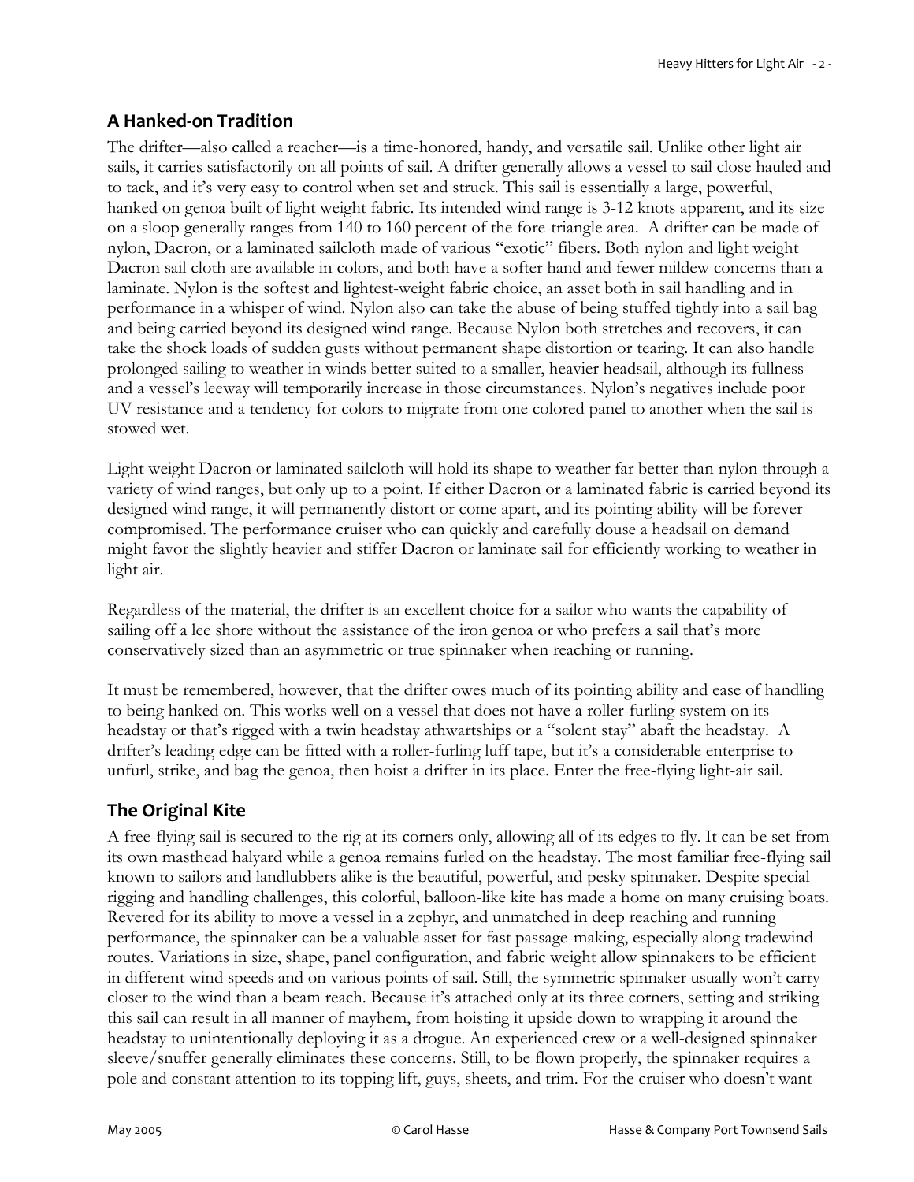## A Hanked-on Tradition

The drifter—also called a reacher—is a time-honored, handy, and versatile sail. Unlike other light air sails, it carries satisfactorily on all points of sail. A drifter generally allows a vessel to sail close hauled and to tack, and it's very easy to control when set and struck. This sail is essentially a large, powerful, hanked on genoa built of light weight fabric. Its intended wind range is 3-12 knots apparent, and its size on a sloop generally ranges from 140 to 160 percent of the fore-triangle area. A drifter can be made of nylon, Dacron, or a laminated sailcloth made of various "exotic" fibers. Both nylon and light weight Dacron sail cloth are available in colors, and both have a softer hand and fewer mildew concerns than a laminate. Nylon is the softest and lightest-weight fabric choice, an asset both in sail handling and in performance in a whisper of wind. Nylon also can take the abuse of being stuffed tightly into a sail bag and being carried beyond its designed wind range. Because Nylon both stretches and recovers, it can take the shock loads of sudden gusts without permanent shape distortion or tearing. It can also handle prolonged sailing to weather in winds better suited to a smaller, heavier headsail, although its fullness and a vessel's leeway will temporarily increase in those circumstances. Nylon's negatives include poor UV resistance and a tendency for colors to migrate from one colored panel to another when the sail is stowed wet.

Light weight Dacron or laminated sailcloth will hold its shape to weather far better than nylon through a variety of wind ranges, but only up to a point. If either Dacron or a laminated fabric is carried beyond its designed wind range, it will permanently distort or come apart, and its pointing ability will be forever compromised. The performance cruiser who can quickly and carefully douse a headsail on demand might favor the slightly heavier and stiffer Dacron or laminate sail for efficiently working to weather in light air.

Regardless of the material, the drifter is an excellent choice for a sailor who wants the capability of sailing off a lee shore without the assistance of the iron genoa or who prefers a sail that's more conservatively sized than an asymmetric or true spinnaker when reaching or running.

It must be remembered, however, that the drifter owes much of its pointing ability and ease of handling to being hanked on. This works well on a vessel that does not have a roller-furling system on its headstay or that's rigged with a twin headstay athwartships or a "solent stay" abaft the headstay. A drifter's leading edge can be fitted with a roller-furling luff tape, but it's a considerable enterprise to unfurl, strike, and bag the genoa, then hoist a drifter in its place. Enter the free-flying light-air sail.

## The Original Kite

A free-flying sail is secured to the rig at its corners only, allowing all of its edges to fly. It can be set from its own masthead halyard while a genoa remains furled on the headstay. The most familiar free-flying sail known to sailors and landlubbers alike is the beautiful, powerful, and pesky spinnaker. Despite special rigging and handling challenges, this colorful, balloon-like kite has made a home on many cruising boats. Revered for its ability to move a vessel in a zephyr, and unmatched in deep reaching and running performance, the spinnaker can be a valuable asset for fast passage-making, especially along tradewind routes. Variations in size, shape, panel configuration, and fabric weight allow spinnakers to be efficient in different wind speeds and on various points of sail. Still, the symmetric spinnaker usually won't carry closer to the wind than a beam reach. Because it's attached only at its three corners, setting and striking this sail can result in all manner of mayhem, from hoisting it upside down to wrapping it around the headstay to unintentionally deploying it as a drogue. An experienced crew or a well-designed spinnaker sleeve/snuffer generally eliminates these concerns. Still, to be flown properly, the spinnaker requires a pole and constant attention to its topping lift, guys, sheets, and trim. For the cruiser who doesn't want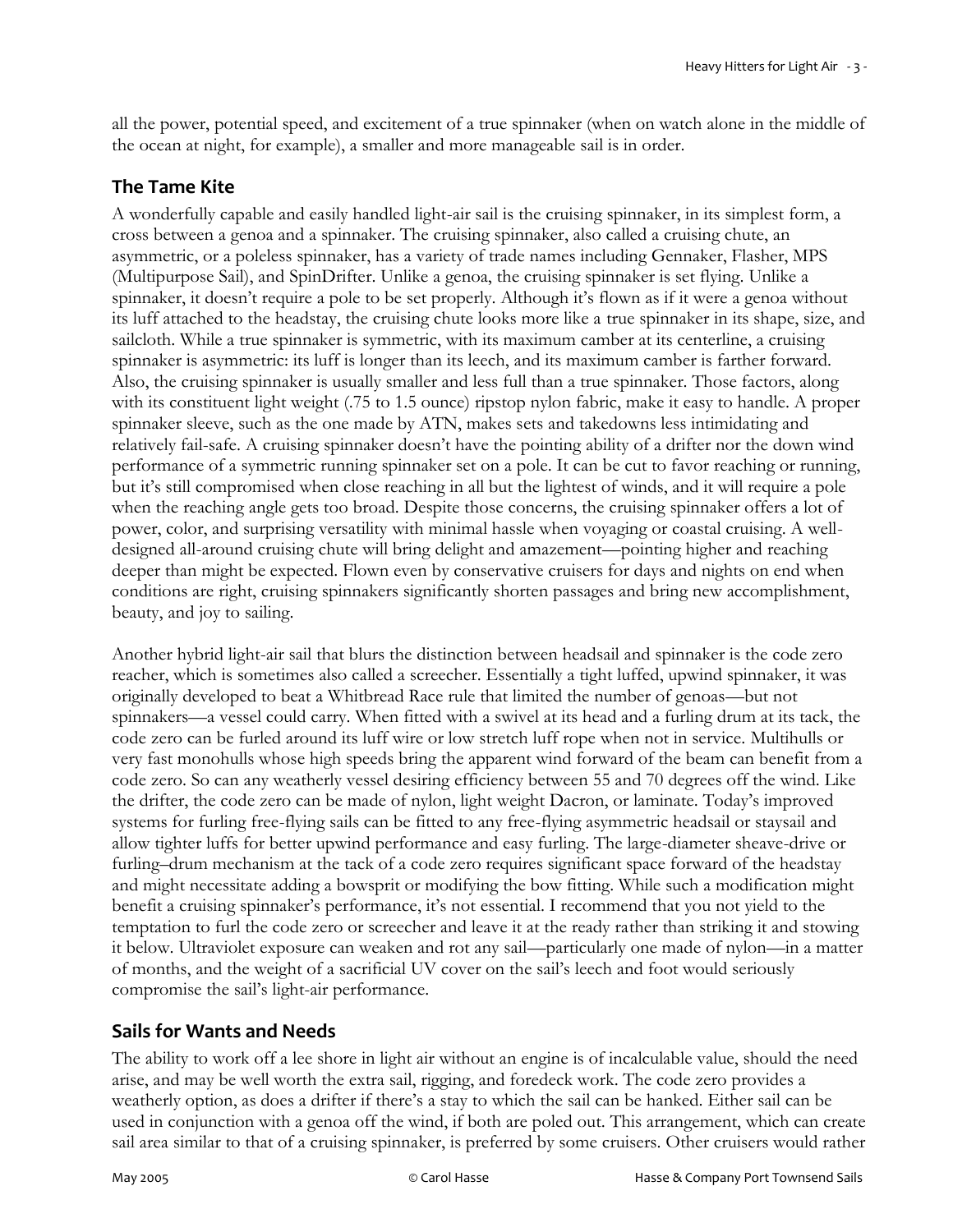all the power, potential speed, and excitement of a true spinnaker (when on watch alone in the middle of the ocean at night, for example), a smaller and more manageable sail is in order.

## The Tame Kite

A wonderfully capable and easily handled light-air sail is the cruising spinnaker, in its simplest form, a cross between a genoa and a spinnaker. The cruising spinnaker, also called a cruising chute, an asymmetric, or a poleless spinnaker, has a variety of trade names including Gennaker, Flasher, MPS (Multipurpose Sail), and SpinDrifter. Unlike a genoa, the cruising spinnaker is set flying. Unlike a spinnaker, it doesn't require a pole to be set properly. Although it's flown as if it were a genoa without its luff attached to the headstay, the cruising chute looks more like a true spinnaker in its shape, size, and sailcloth. While a true spinnaker is symmetric, with its maximum camber at its centerline, a cruising spinnaker is asymmetric: its luff is longer than its leech, and its maximum camber is farther forward. Also, the cruising spinnaker is usually smaller and less full than a true spinnaker. Those factors, along with its constituent light weight (.75 to 1.5 ounce) ripstop nylon fabric, make it easy to handle. A proper spinnaker sleeve, such as the one made by ATN, makes sets and takedowns less intimidating and relatively fail-safe. A cruising spinnaker doesn't have the pointing ability of a drifter nor the down wind performance of a symmetric running spinnaker set on a pole. It can be cut to favor reaching or running, but it's still compromised when close reaching in all but the lightest of winds, and it will require a pole when the reaching angle gets too broad. Despite those concerns, the cruising spinnaker offers a lot of power, color, and surprising versatility with minimal hassle when voyaging or coastal cruising. A well-designed all-around cruising chute will bring delight and amazement—pointing higher and reaching deeper than might be expected. Flown even by conservative cruisers for days and nights on end when conditions are right, cruising spinnakers significantly shorten passages and bring new accomplishment, beauty, and joy to sailing.

Another hybrid light-air sail that blurs the distinction between headsail and spinnaker is the code zero reacher, which is sometimes also called a screecher. Essentially a tight luffed, upwind spinnaker, it was originally developed to beat a Whitbread Race rule that limited the number of genoas—but not spinnakers—a vessel could carry. When fitted with a swivel at its head and a furling drum at its tack, the code zero can be furled around its luff wire or low stretch luff rope when not in service. Multihulls or very fast monohulls whose high speeds bring the apparent wind forward of the beam can benefit from a code zero. So can any weatherly vessel desiring efficiency between 55 and 70 degrees off the wind. Like the drifter, the code zero can be made of nylon, light weight Dacron, or laminate. Today's improved systems for furling free-flying sails can be fitted to any free-flying asymmetric headsail or staysail and allow tighter luffs for better upwind performance and easy furling. The large-diameter sheave-drive or furling–drum mechanism at the tack of a code zero requires significant space forward of the headstay and might necessitate adding a bowsprit or modifying the bow fitting. While such a modification might benefit a cruising spinnaker's performance, it's not essential. I recommend that you not yield to the temptation to furl the code zero or screecher and leave it at the ready rather than striking it and stowing it below. Ultraviolet exposure can weaken and rot any sail—particularly one made of nylon—in a matter of months, and the weight of a sacrificial UV cover on the sail's leech and foot would seriously compromise the sail's light-air performance.

## Sails for Wants and Needs

The ability to work off a lee shore in light air without an engine is of incalculable value, should the need arise, and may be well worth the extra sail, rigging, and foredeck work. The code zero provides a weatherly option, as does a drifter if there's a stay to which the sail can be hanked. Either sail can be used in conjunction with a genoa off the wind, if both are poled out. This arrangement, which can create sail area similar to that of a cruising spinnaker, is preferred by some cruisers. Other cruisers would rather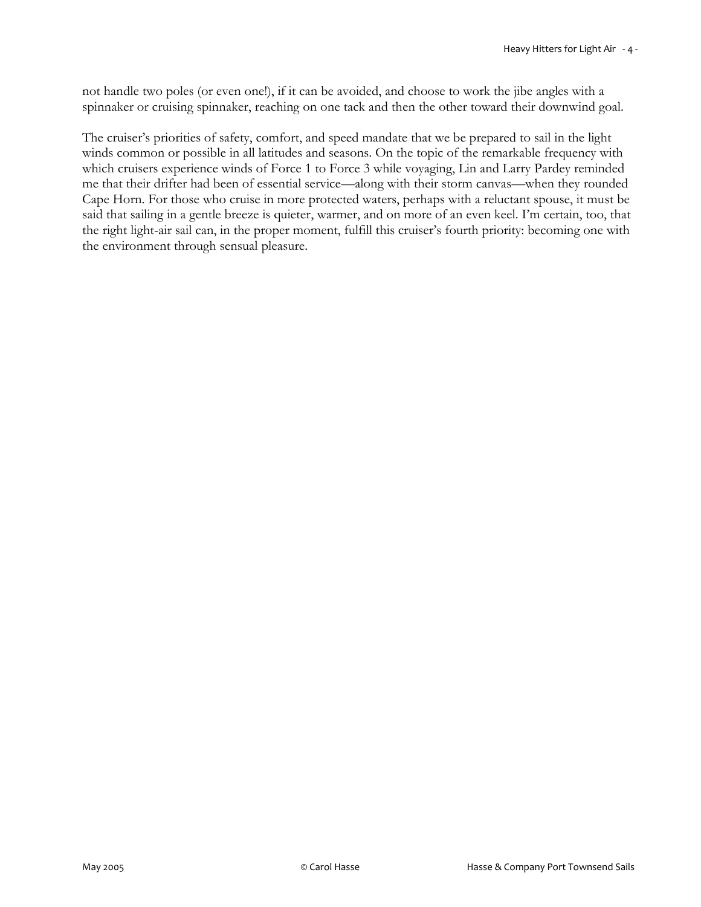not handle two poles (or even one!), if it can be avoided, and choose to work the jibe angles with a spinnaker or cruising spinnaker, reaching on one tack and then the other toward their downwind goal.

The cruiser's priorities of safety, comfort, and speed mandate that we be prepared to sail in the light winds common or possible in all latitudes and seasons. On the topic of the remarkable frequency with which cruisers experience winds of Force 1 to Force 3 while voyaging, Lin and Larry Pardey reminded me that their drifter had been of essential service—along with their storm canvas—when they rounded Cape Horn. For those who cruise in more protected waters, perhaps with a reluctant spouse, it must be said that sailing in a gentle breeze is quieter, warmer, and on more of an even keel. I'm certain, too, that the right light-air sail can, in the proper moment, fulfill this cruiser's fourth priority: becoming one with the environment through sensual pleasure.